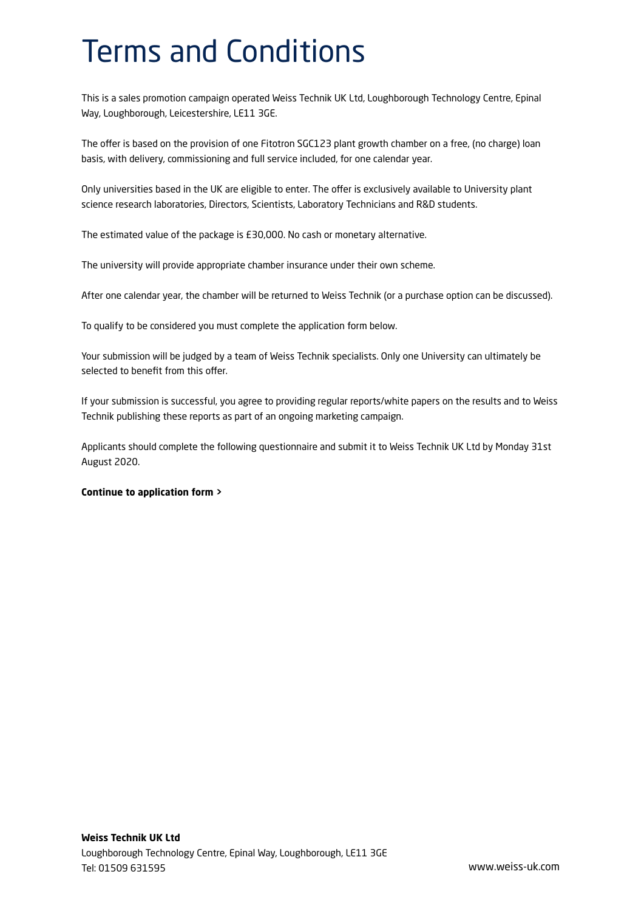# Terms and Conditions

This is a sales promotion campaign operated Weiss Technik UK Ltd, Loughborough Technology Centre, Epinal Way, Loughborough, Leicestershire, LE11 3GE.

The offer is based on the provision of one Fitotron SGC123 plant growth chamber on a free, (no charge) loan basis, with delivery, commissioning and full service included, for one calendar year.

Only universities based in the UK are eligible to enter. The offer is exclusively available to University plant science research laboratories, Directors, Scientists, Laboratory Technicians and R&D students.

The estimated value of the package is £30,000. No cash or monetary alternative.

The university will provide appropriate chamber insurance under their own scheme.

After one calendar year, the chamber will be returned to Weiss Technik (or a purchase option can be discussed).

To qualify to be considered you must complete the application form below.

Your submission will be judged by a team of Weiss Technik specialists. Only one University can ultimately be selected to benefit from this offer.

If your submission is successful, you agree to providing regular reports/white papers on the results and to Weiss Technik publishing these reports as part of an ongoing marketing campaign.

Applicants should complete the following questionnaire and submit it to Weiss Technik UK Ltd by Monday 31st August 2020.

**Continue to application form >**

**Weiss Technik UK Ltd**
Loughborough Technology Centre, Epinal Way, Loughborough, LE11 3GE
Tel: 01509 631595

www.weiss-uk.com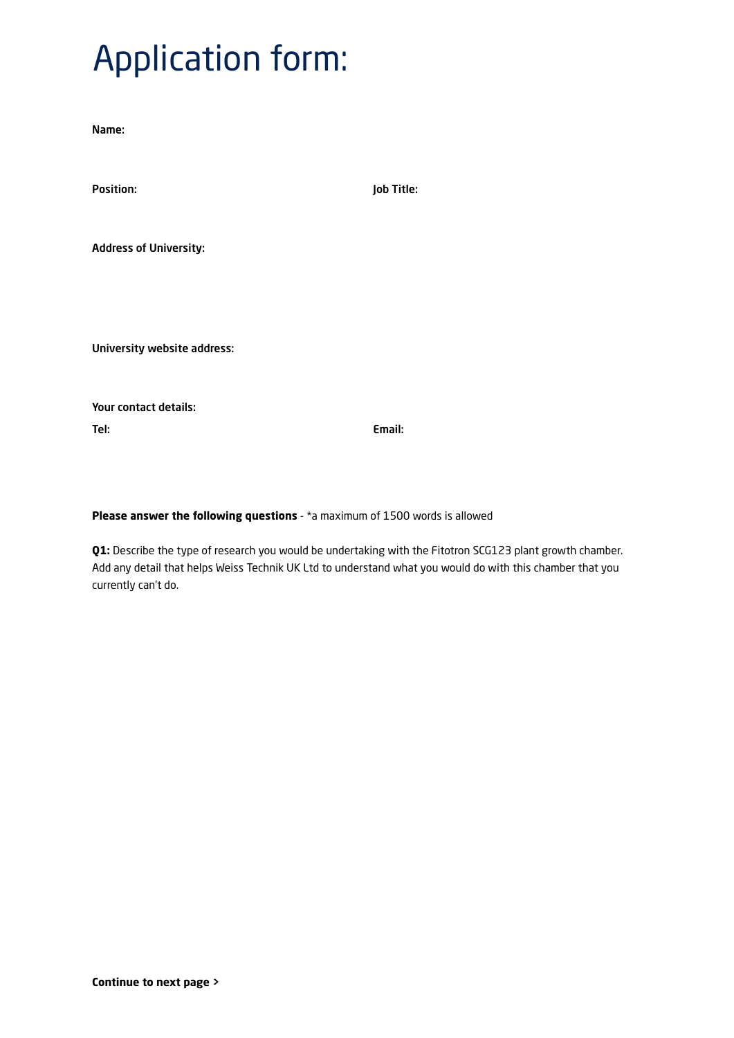# Application form:

**Name:**

**Position:** **Job Title:**

**Address of University:**

**University website address:**

**Your contact details:**

**Tel:** **Email:**

**Please answer the following questions** - *a maximum of 1500 words is allowed

**Q1:** Describe the type of research you would be undertaking with the Fitotron SCG123 plant growth chamber. Add any detail that helps Weiss Technik UK Ltd to understand what you would do with this chamber that you currently can't do.

**Continue to next page >**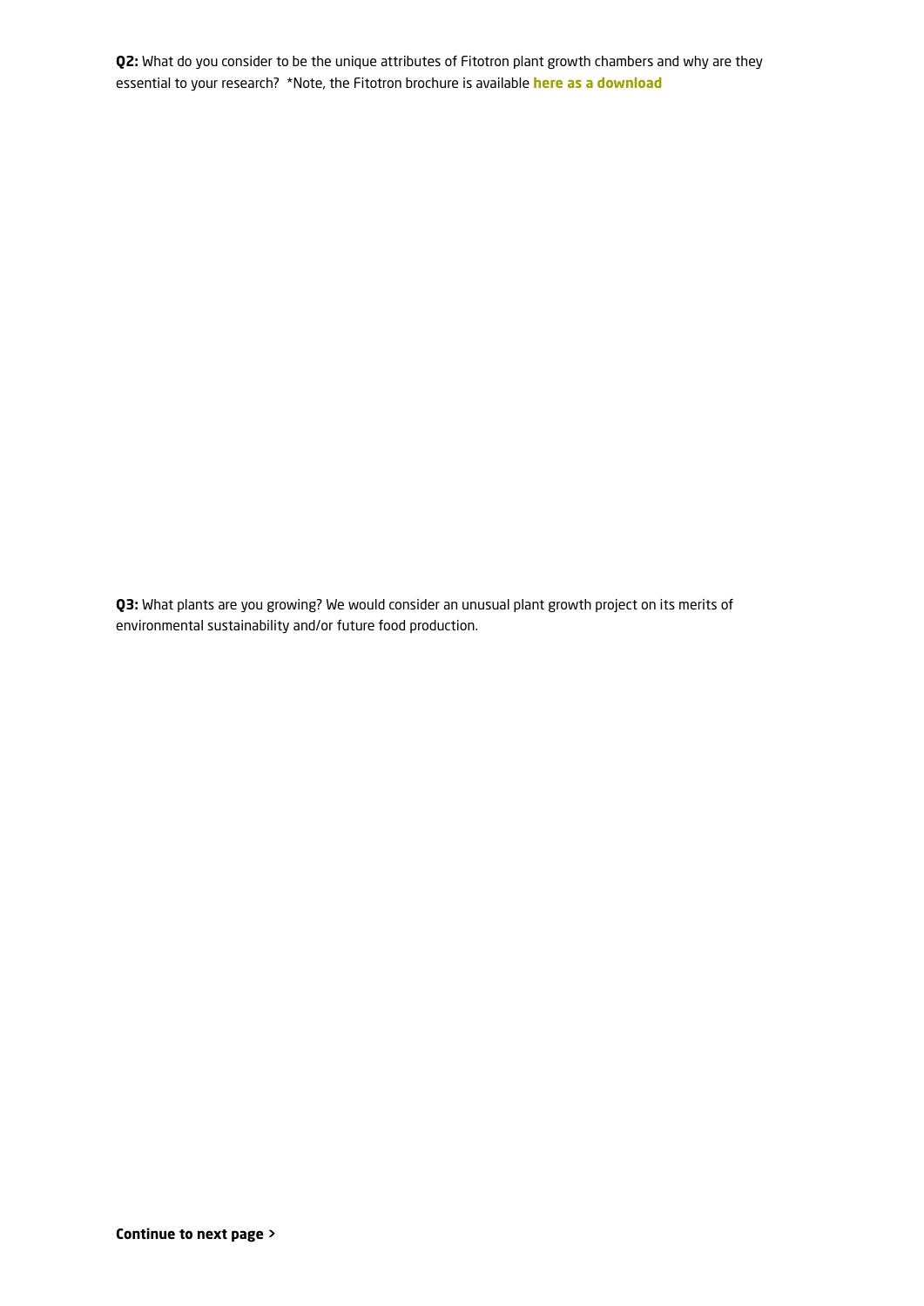**Q2:** What do you consider to be the unique attributes of Fitotron plant growth chambers and why are they essential to your research? *Note, the Fitotron brochure is available **here as a download**

**Q3:** What plants are you growing? We would consider an unusual plant growth project on its merits of environmental sustainability and/or future food production.

**Continue to next page >**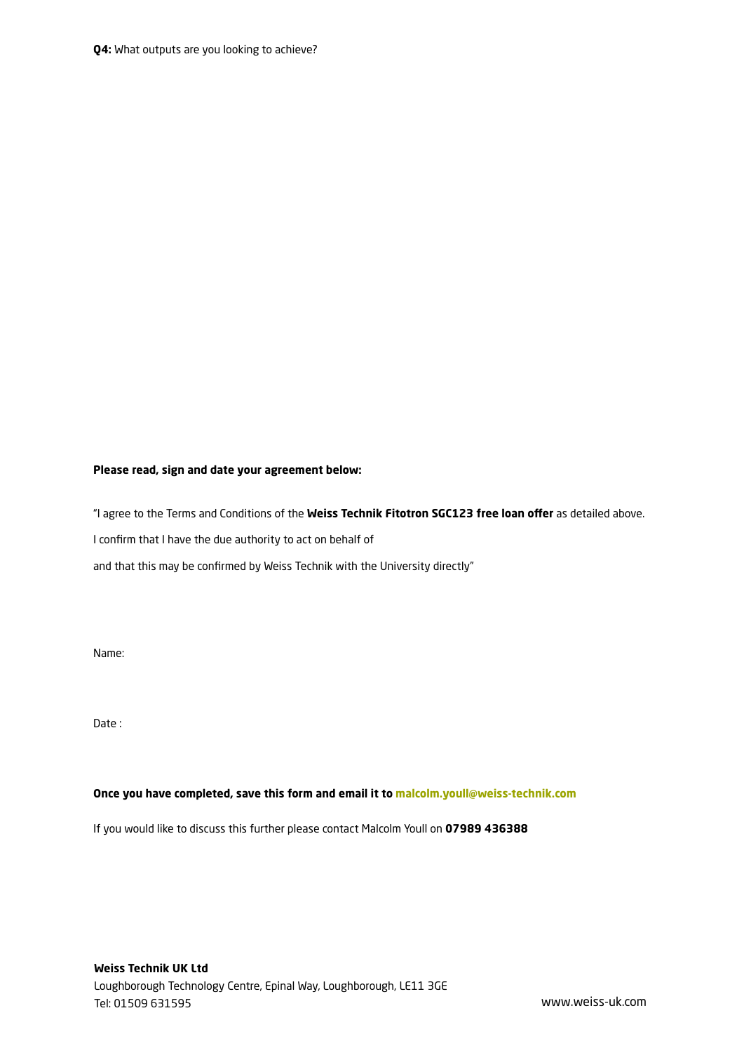**Q4:** What outputs are you looking to achieve?

**Please read, sign and date your agreement below:**

"I agree to the Terms and Conditions of the **Weiss Technik Fitotron SGC123 free loan offer** as detailed above.

I confirm that I have the due authority to act on behalf of

and that this may be confirmed by Weiss Technik with the University directly"

Name:

Date :

**Once you have completed, save this form and email it to malcolm.youll@weiss-technik.com**

If you would like to discuss this further please contact Malcolm Youll on **07989 436388**

**Weiss Technik UK Ltd**
Loughborough Technology Centre, Epinal Way, Loughborough, LE11 3GE
Tel: 01509 631595

www.weiss-uk.com